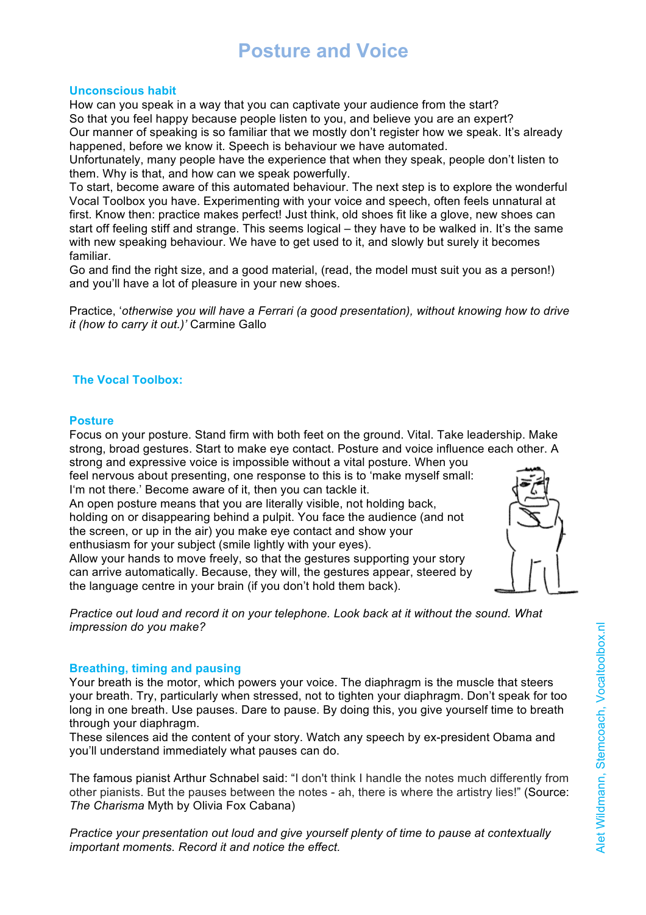# Posture and Voice

### Unconscious habit

How can you speak in a way that you can captivate your audience from the start?
So that you feel happy because people listen to you, and believe you are an expert?
Our manner of speaking is so familiar that we mostly don't register how we speak. It's already happened, before we know it. Speech is behaviour we have automated.
Unfortunately, many people have the experience that when they speak, people don't listen to them. Why is that, and how can we speak powerfully.
To start, become aware of this automated behaviour. The next step is to explore the wonderful Vocal Toolbox you have. Experimenting with your voice and speech, often feels unnatural at first. Know then: practice makes perfect! Just think, old shoes fit like a glove, new shoes can start off feeling stiff and strange. This seems logical – they have to be walked in. It's the same with new speaking behaviour. We have to get used to it, and slowly but surely it becomes familiar.
Go and find the right size, and a good material, (read, the model must suit you as a person!) and you'll have a lot of pleasure in your new shoes.

Practice, '*otherwise you will have a Ferrari (a good presentation), without knowing how to drive it (how to carry it out.)'* Carmine Gallo

## The Vocal Toolbox:

### Posture

Focus on your posture. Stand firm with both feet on the ground. Vital. Take leadership. Make strong, broad gestures. Start to make eye contact. Posture and voice influence each other. A strong and expressive voice is impossible without a vital posture. When you feel nervous about presenting, one response to this is to 'make myself small: I'm not there.' Become aware of it, then you can tackle it.
An open posture means that you are literally visible, not holding back, holding on or disappearing behind a pulpit. You face the audience (and not the screen, or up in the air) you make eye contact and show your enthusiasm for your subject (smile lightly with your eyes).
Allow your hands to move freely, so that the gestures supporting your story can arrive automatically. Because, they will, the gestures appear, steered by the language centre in your brain (if you don't hold them back).

*Practice out loud and record it on your telephone. Look back at it without the sound. What impression do you make?*

### Breathing, timing and pausing

Your breath is the motor, which powers your voice. The diaphragm is the muscle that steers your breath. Try, particularly when stressed, not to tighten your diaphragm. Don't speak for too long in one breath. Use pauses. Dare to pause. By doing this, you give yourself time to breath through your diaphragm.
These silences aid the content of your story. Watch any speech by ex-president Obama and you'll understand immediately what pauses can do.

The famous pianist Arthur Schnabel said: "I don't think I handle the notes much differently from other pianists. But the pauses between the notes - ah, there is where the artistry lies!" (Source: *The Charisma* Myth by Olivia Fox Cabana)

*Practice your presentation out loud and give yourself plenty of time to pause at contextually important moments. Record it and notice the effect.*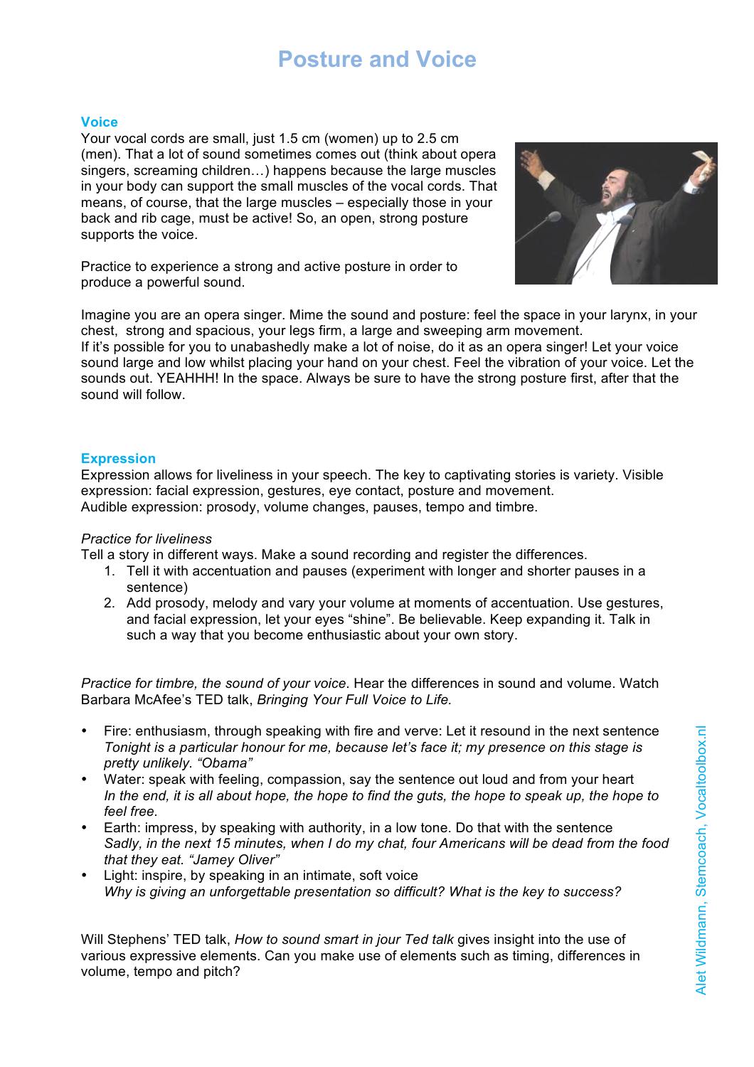# Posture and Voice

## Voice

Your vocal cords are small, just 1.5 cm (women) up to 2.5 cm (men). That a lot of sound sometimes comes out (think about opera singers, screaming children…) happens because the large muscles in your body can support the small muscles of the vocal cords. That means, of course, that the large muscles – especially those in your back and rib cage, must be active! So, an open, strong posture supports the voice.

Practice to experience a strong and active posture in order to produce a powerful sound.

Imagine you are an opera singer. Mime the sound and posture: feel the space in your larynx, in your chest, strong and spacious, your legs firm, a large and sweeping arm movement.
If it's possible for you to unabashedly make a lot of noise, do it as an opera singer! Let your voice sound large and low whilst placing your hand on your chest. Feel the vibration of your voice. Let the sounds out. YEAHHH! In the space. Always be sure to have the strong posture first, after that the sound will follow.

## Expression

Expression allows for liveliness in your speech. The key to captivating stories is variety. Visible expression: facial expression, gestures, eye contact, posture and movement.
Audible expression: prosody, volume changes, pauses, tempo and timbre.

*Practice for liveliness*
Tell a story in different ways. Make a sound recording and register the differences.

1. Tell it with accentuation and pauses (experiment with longer and shorter pauses in a sentence)
2. Add prosody, melody and vary your volume at moments of accentuation. Use gestures, and facial expression, let your eyes "shine". Be believable. Keep expanding it. Talk in such a way that you become enthusiastic about your own story.

*Practice for timbre, the sound of your voice.* Hear the differences in sound and volume. Watch Barbara McAfee's TED talk, *Bringing Your Full Voice to Life.*

- Fire: enthusiasm, through speaking with fire and verve: Let it resound in the next sentence *Tonight is a particular honour for me, because let's face it; my presence on this stage is pretty unlikely. "Obama"*
- Water: speak with feeling, compassion, say the sentence out loud and from your heart *In the end, it is all about hope, the hope to find the guts, the hope to speak up, the hope to feel free.*
- Earth: impress, by speaking with authority, in a low tone. Do that with the sentence *Sadly, in the next 15 minutes, when I do my chat, four Americans will be dead from the food that they eat. "Jamey Oliver"*
- Light: inspire, by speaking in an intimate, soft voice *Why is giving an unforgettable presentation so difficult? What is the key to success?*

Will Stephens' TED talk, *How to sound smart in jour Ted talk* gives insight into the use of various expressive elements. Can you make use of elements such as timing, differences in volume, tempo and pitch?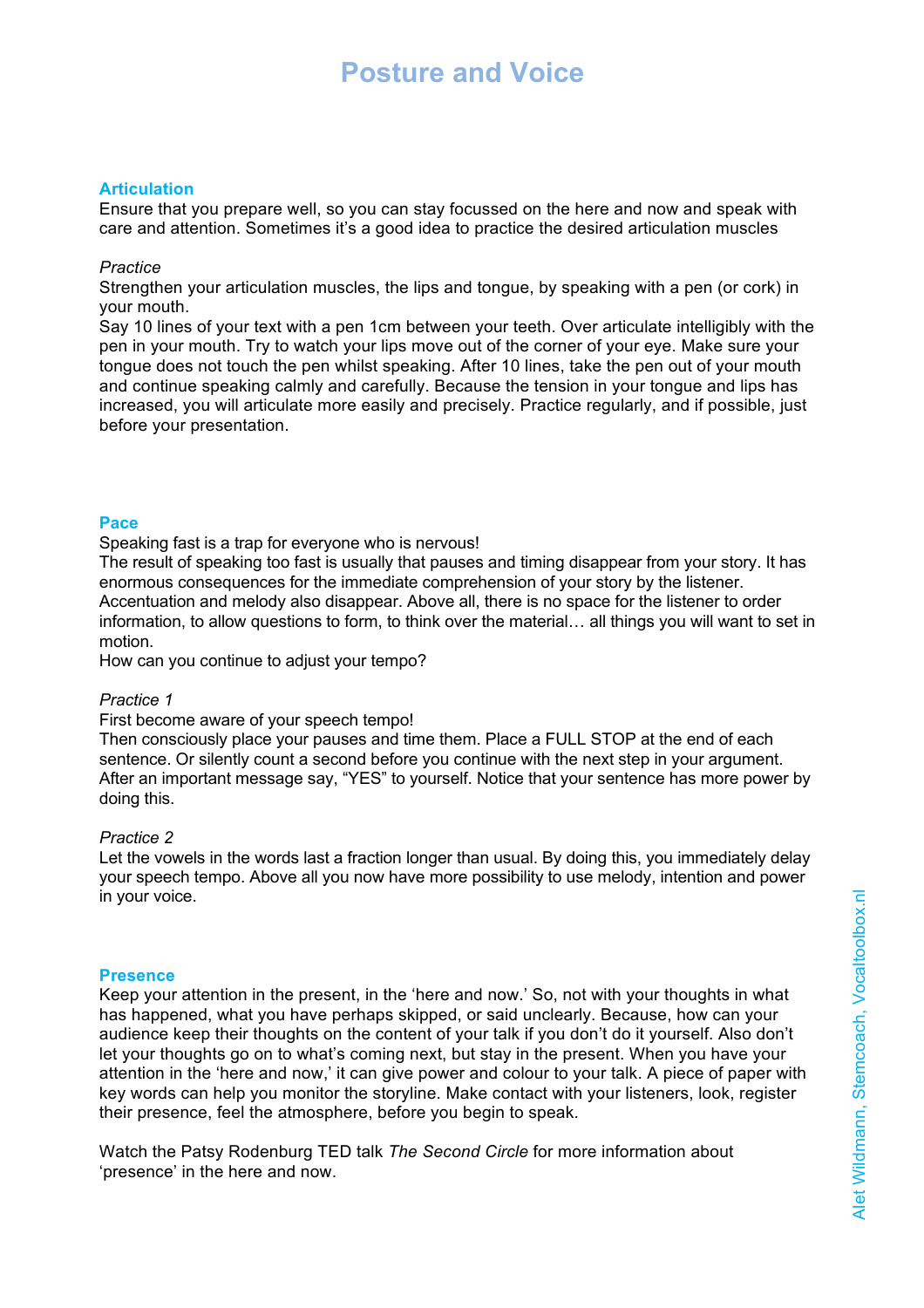# Posture and Voice

## Articulation

Ensure that you prepare well, so you can stay focussed on the here and now and speak with care and attention. Sometimes it's a good idea to practice the desired articulation muscles

*Practice*

Strengthen your articulation muscles, the lips and tongue, by speaking with a pen (or cork) in your mouth.
Say 10 lines of your text with a pen 1cm between your teeth. Over articulate intelligibly with the pen in your mouth. Try to watch your lips move out of the corner of your eye. Make sure your tongue does not touch the pen whilst speaking. After 10 lines, take the pen out of your mouth and continue speaking calmly and carefully. Because the tension in your tongue and lips has increased, you will articulate more easily and precisely. Practice regularly, and if possible, just before your presentation.

## Pace

Speaking fast is a trap for everyone who is nervous!
The result of speaking too fast is usually that pauses and timing disappear from your story. It has enormous consequences for the immediate comprehension of your story by the listener. Accentuation and melody also disappear. Above all, there is no space for the listener to order information, to allow questions to form, to think over the material… all things you will want to set in motion.
How can you continue to adjust your tempo?

*Practice 1*

First become aware of your speech tempo!
Then consciously place your pauses and time them. Place a FULL STOP at the end of each sentence. Or silently count a second before you continue with the next step in your argument. After an important message say, "YES" to yourself. Notice that your sentence has more power by doing this.

*Practice 2*

Let the vowels in the words last a fraction longer than usual. By doing this, you immediately delay your speech tempo. Above all you now have more possibility to use melody, intention and power in your voice.

## Presence

Keep your attention in the present, in the 'here and now.' So, not with your thoughts in what has happened, what you have perhaps skipped, or said unclearly. Because, how can your audience keep their thoughts on the content of your talk if you don't do it yourself. Also don't let your thoughts go on to what's coming next, but stay in the present. When you have your attention in the 'here and now,' it can give power and colour to your talk. A piece of paper with key words can help you monitor the storyline. Make contact with your listeners, look, register their presence, feel the atmosphere, before you begin to speak.

Watch the Patsy Rodenburg TED talk *The Second Circle* for more information about 'presence' in the here and now.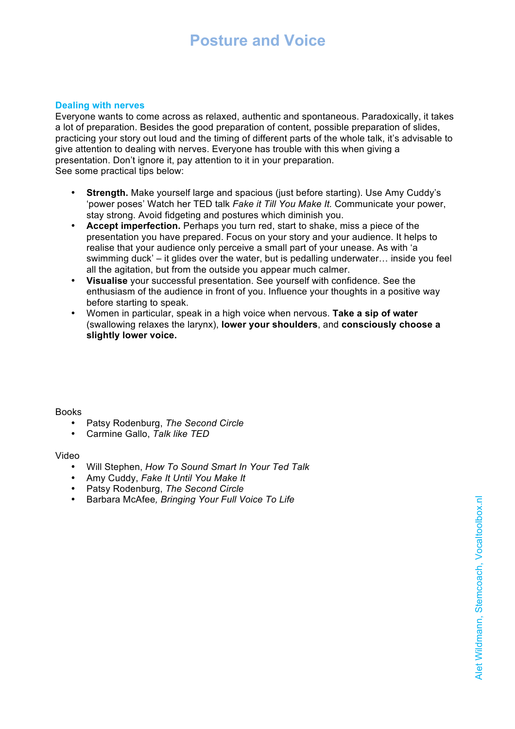# Posture and Voice

### Dealing with nerves

Everyone wants to come across as relaxed, authentic and spontaneous. Paradoxically, it takes a lot of preparation. Besides the good preparation of content, possible preparation of slides, practicing your story out loud and the timing of different parts of the whole talk, it's advisable to give attention to dealing with nerves. Everyone has trouble with this when giving a presentation. Don't ignore it, pay attention to it in your preparation.
See some practical tips below:

- **Strength.** Make yourself large and spacious (just before starting). Use Amy Cuddy's 'power poses' Watch her TED talk *Fake it Till You Make It.* Communicate your power, stay strong. Avoid fidgeting and postures which diminish you.
- **Accept imperfection.** Perhaps you turn red, start to shake, miss a piece of the presentation you have prepared. Focus on your story and your audience. It helps to realise that your audience only perceive a small part of your unease. As with 'a swimming duck' – it glides over the water, but is pedalling underwater… inside you feel all the agitation, but from the outside you appear much calmer.
- **Visualise** your successful presentation. See yourself with confidence. See the enthusiasm of the audience in front of you. Influence your thoughts in a positive way before starting to speak.
- Women in particular, speak in a high voice when nervous. **Take a sip of water** (swallowing relaxes the larynx), **lower your shoulders**, and **consciously choose a slightly lower voice.**

Books

- Patsy Rodenburg, *The Second Circle*
- Carmine Gallo, *Talk like TED*

Video

- Will Stephen, *How To Sound Smart In Your Ted Talk*
- Amy Cuddy, *Fake It Until You Make It*
- Patsy Rodenburg, *The Second Circle*
- Barbara McAfee*, Bringing Your Full Voice To Life*